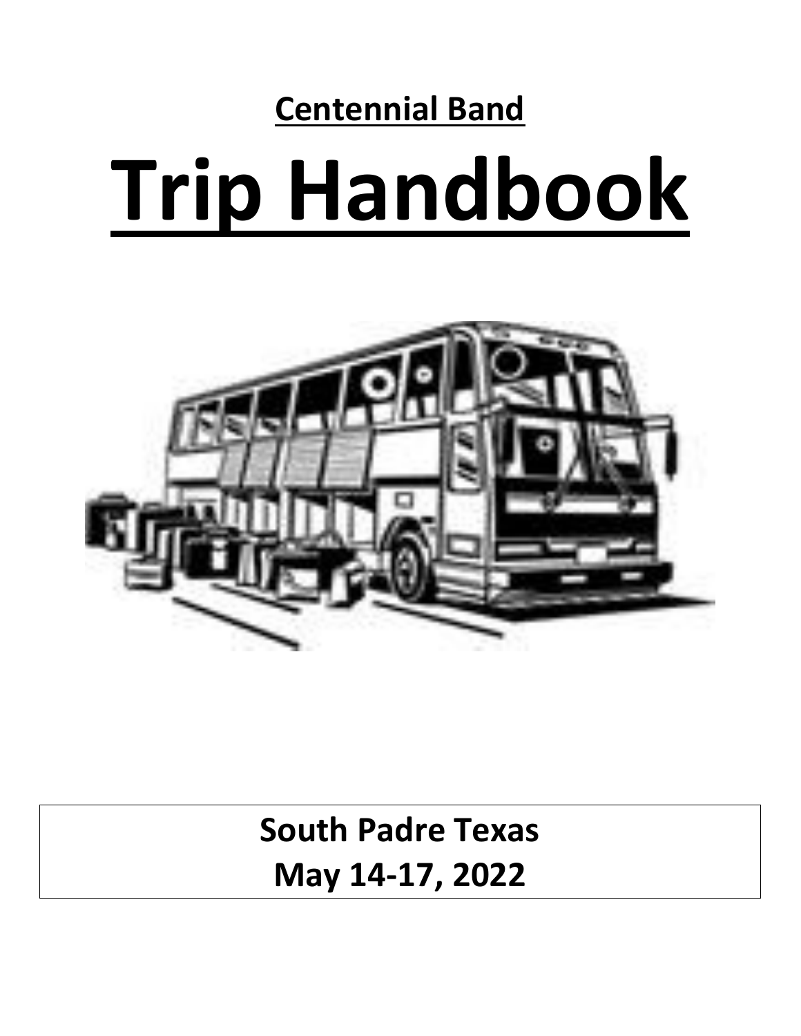## Centennial Band

# Trip Handbook

**South Padre Texas**
**May 14-17, 2022**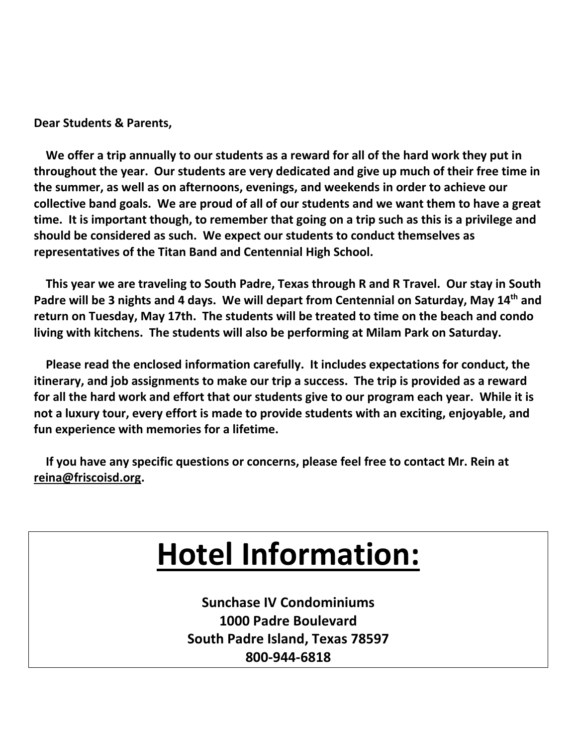**Dear Students & Parents,**

**We offer a trip annually to our students as a reward for all of the hard work they put in throughout the year. Our students are very dedicated and give up much of their free time in the summer, as well as on afternoons, evenings, and weekends in order to achieve our collective band goals. We are proud of all of our students and we want them to have a great time. It is important though, to remember that going on a trip such as this is a privilege and should be considered as such. We expect our students to conduct themselves as representatives of the Titan Band and Centennial High School.**

**This year we are traveling to South Padre, Texas through R and R Travel. Our stay in South Padre will be 3 nights and 4 days. We will depart from Centennial on Saturday, May 14th and return on Tuesday, May 17th. The students will be treated to time on the beach and condo living with kitchens. The students will also be performing at Milam Park on Saturday.**

**Please read the enclosed information carefully. It includes expectations for conduct, the itinerary, and job assignments to make our trip a success. The trip is provided as a reward for all the hard work and effort that our students give to our program each year. While it is not a luxury tour, every effort is made to provide students with an exciting, enjoyable, and fun experience with memories for a lifetime.**

**If you have any specific questions or concerns, please feel free to contact Mr. Rein at reina@friscoisd.org.**

# Hotel Information:

**Sunchase IV Condominiums**
**1000 Padre Boulevard**
**South Padre Island, Texas 78597**
**800-944-6818**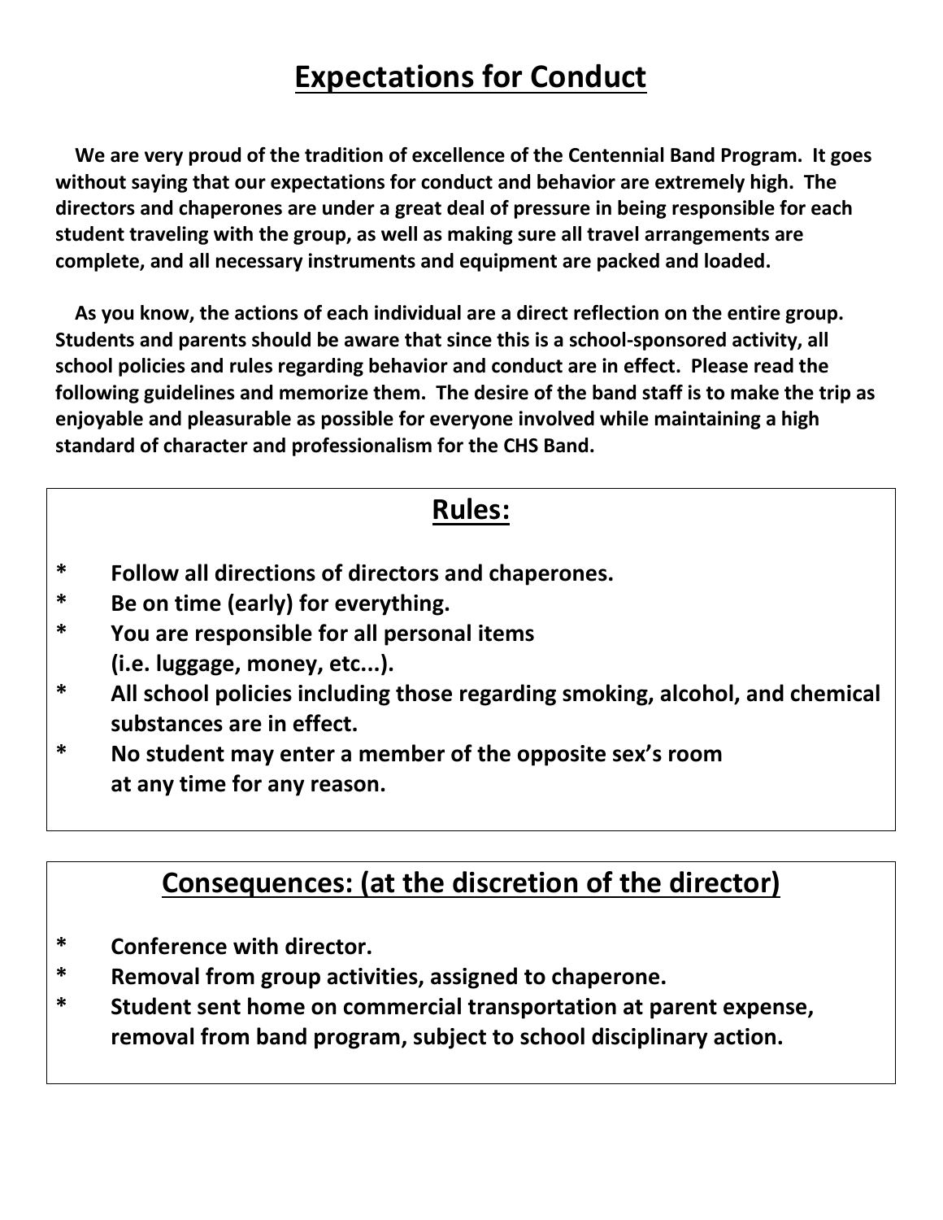# Expectations for Conduct

**We are very proud of the tradition of excellence of the Centennial Band Program. It goes without saying that our expectations for conduct and behavior are extremely high. The directors and chaperones are under a great deal of pressure in being responsible for each student traveling with the group, as well as making sure all travel arrangements are complete, and all necessary instruments and equipment are packed and loaded.**

**As you know, the actions of each individual are a direct reflection on the entire group. Students and parents should be aware that since this is a school-sponsored activity, all school policies and rules regarding behavior and conduct are in effect. Please read the following guidelines and memorize them. The desire of the band staff is to make the trip as enjoyable and pleasurable as possible for everyone involved while maintaining a high standard of character and professionalism for the CHS Band.**

## Rules:

* **Follow all directions of directors and chaperones.**
* **Be on time (early) for everything.**
* **You are responsible for all personal items (i.e. luggage, money, etc...).**
* **All school policies including those regarding smoking, alcohol, and chemical substances are in effect.**
* **No student may enter a member of the opposite sex's room at any time for any reason.**

## Consequences: (at the discretion of the director)

* **Conference with director.**
* **Removal from group activities, assigned to chaperone.**
* **Student sent home on commercial transportation at parent expense, removal from band program, subject to school disciplinary action.**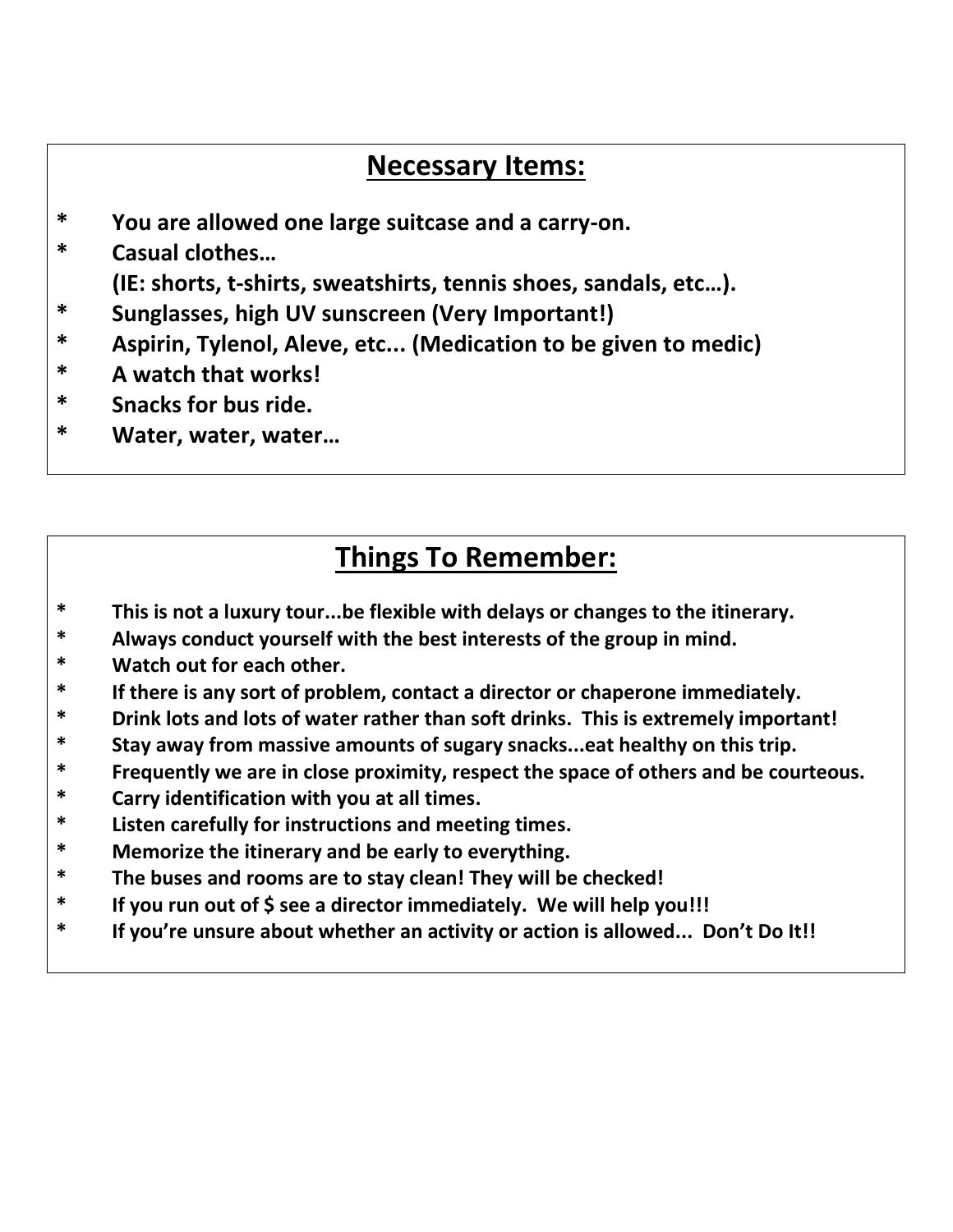## Necessary Items:

* You are allowed one large suitcase and a carry-on.
* Casual clothes…
  (IE: shorts, t-shirts, sweatshirts, tennis shoes, sandals, etc…).
* Sunglasses, high UV sunscreen (Very Important!)
* Aspirin, Tylenol, Aleve, etc... (Medication to be given to medic)
* A watch that works!
* Snacks for bus ride.
* Water, water, water…

## Things To Remember:

* This is not a luxury tour...be flexible with delays or changes to the itinerary.
* Always conduct yourself with the best interests of the group in mind.
* Watch out for each other.
* If there is any sort of problem, contact a director or chaperone immediately.
* Drink lots and lots of water rather than soft drinks. This is extremely important!
* Stay away from massive amounts of sugary snacks...eat healthy on this trip.
* Frequently we are in close proximity, respect the space of others and be courteous.
* Carry identification with you at all times.
* Listen carefully for instructions and meeting times.
* Memorize the itinerary and be early to everything.
* The buses and rooms are to stay clean! They will be checked!
* If you run out of $ see a director immediately. We will help you!!!
* If you're unsure about whether an activity or action is allowed... Don't Do It!!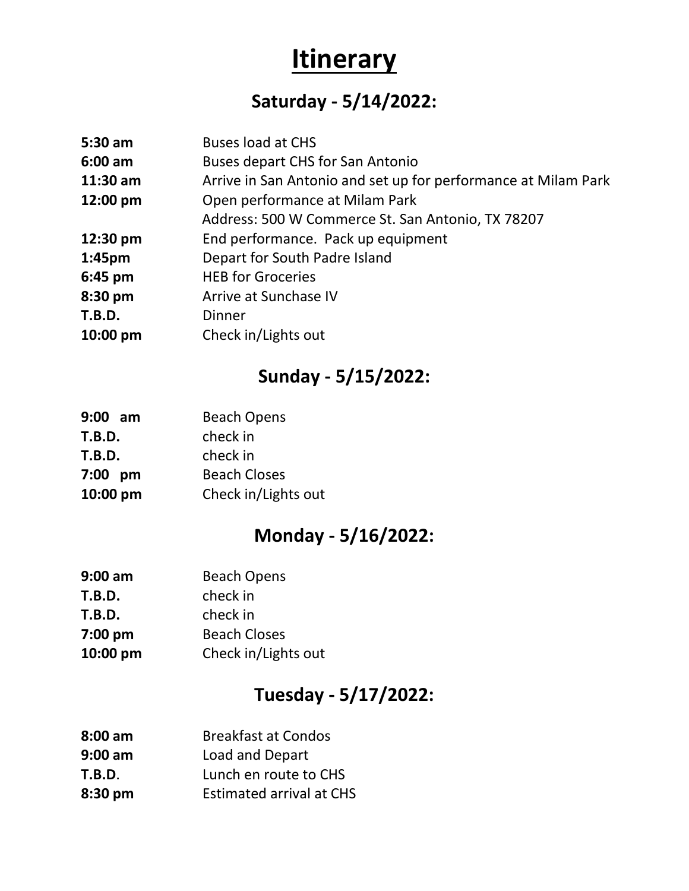# Itinerary

## Saturday - 5/14/2022:

| | |
|---|---|
| **5:30 am** | Buses load at CHS |
| **6:00 am** | Buses depart CHS for San Antonio |
| **11:30 am** | Arrive in San Antonio and set up for performance at Milam Park |
| **12:00 pm** | Open performance at Milam Park<br>Address: 500 W Commerce St. San Antonio, TX 78207 |
| **12:30 pm** | End performance. Pack up equipment |
| **1:45pm** | Depart for South Padre Island |
| **6:45 pm** | HEB for Groceries |
| **8:30 pm** | Arrive at Sunchase IV |
| **T.B.D.** | Dinner |
| **10:00 pm** | Check in/Lights out |

## Sunday - 5/15/2022:

| | |
|---|---|
| **9:00 am** | Beach Opens |
| **T.B.D.** | check in |
| **T.B.D.** | check in |
| **7:00 pm** | Beach Closes |
| **10:00 pm** | Check in/Lights out |

## Monday - 5/16/2022:

| | |
|---|---|
| **9:00 am** | Beach Opens |
| **T.B.D.** | check in |
| **T.B.D.** | check in |
| **7:00 pm** | Beach Closes |
| **10:00 pm** | Check in/Lights out |

## Tuesday - 5/17/2022:

| | |
|---|---|
| **8:00 am** | Breakfast at Condos |
| **9:00 am** | Load and Depart |
| **T.B.D**. | Lunch en route to CHS |
| **8:30 pm** | Estimated arrival at CHS |